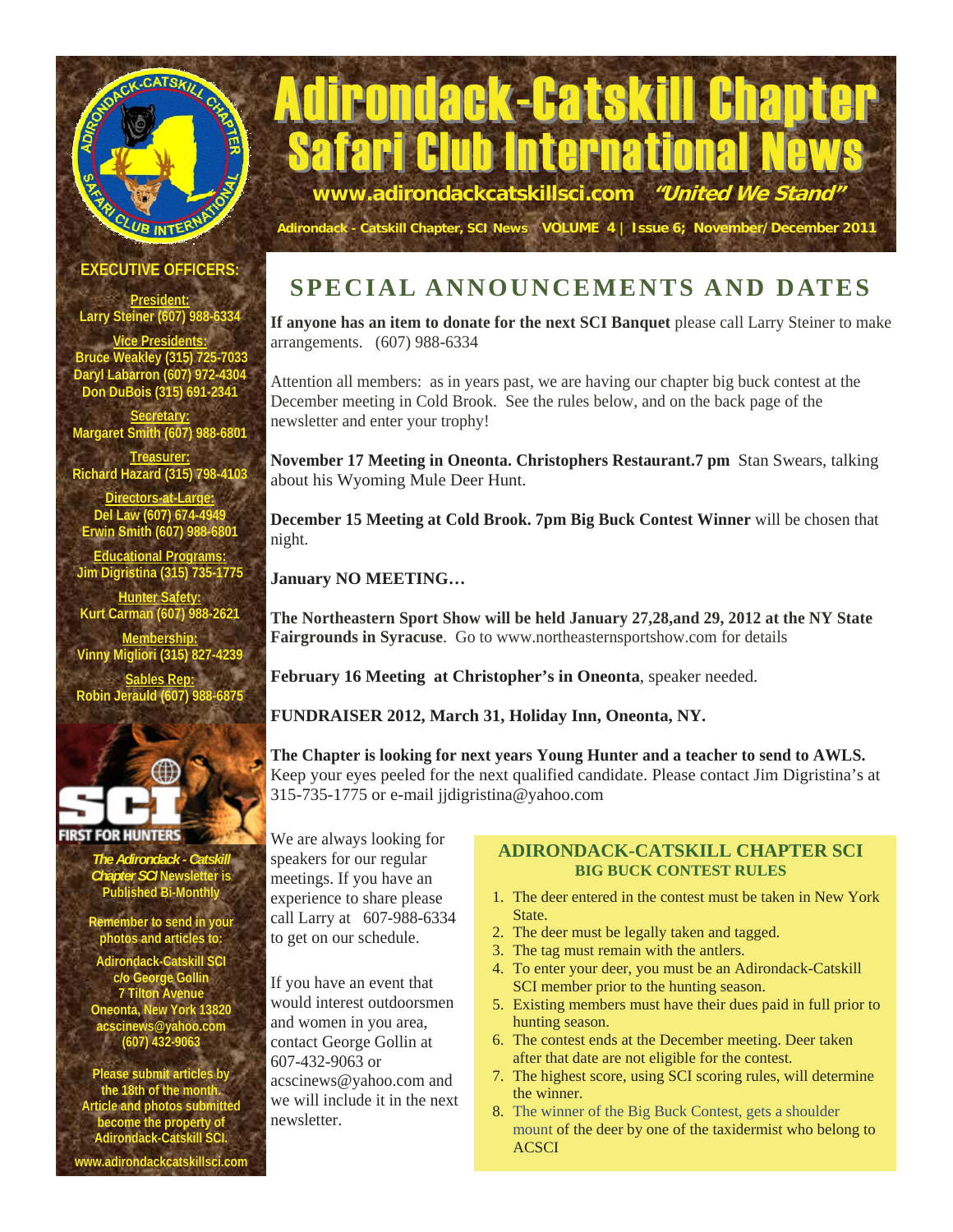# Adirondack-Catskill Chapter Safari Club International News

**www.adirondackcatskillsci.com** *"United We Stand"*

Adirondack - Catskill Chapter, SCI News VOLUME 4 | Issue 6; November/December 2011

## EXECUTIVE OFFICERS:

**President:**
Larry Steiner (607) 988-6334

**Vice Presidents:**
Bruce Weakley (315) 725-7033
Daryl Labarron (607) 972-4304
Don DuBois (315) 691-2341

**Secretary:**
Margaret Smith (607) 988-6801

**Treasurer:**
Richard Hazard (315) 798-4103

**Directors-at-Large:**
Del Law (607) 674-4949
Erwin Smith (607) 988-6801

**Educational Programs:**
Jim Digristina (315) 735-1775

**Hunter Safety:**
Kurt Carman (607) 988-2621

**Membership:**
Vinny Migliori (315) 827-4239

**Sables Rep:**
Robin Jerauld (607) 988-6875

SCI FIRST FOR HUNTERS

*The Adirondack - Catskill Chapter SCI* Newsletter is Published Bi-Monthly

Remember to send in your photos and articles to:

Adirondack-Catskill SCI
c/o George Gollin
7 Tilton Avenue
Oneonta, New York 13820
acscinews@yahoo.com
(607) 432-9063

Please submit articles by the 18th of the month. Article and photos submitted become the property of Adirondack-Catskill SCI.

www.adirondackcatskillsci.com

## SPECIAL ANNOUNCEMENTS AND DATES

**If anyone has an item to donate for the next SCI Banquet** please call Larry Steiner to make arrangements. (607) 988-6334

Attention all members: as in years past, we are having our chapter big buck contest at the December meeting in Cold Brook. See the rules below, and on the back page of the newsletter and enter your trophy!

**November 17 Meeting in Oneonta. Christophers Restaurant.7 pm** Stan Swears, talking about his Wyoming Mule Deer Hunt.

**December 15 Meeting at Cold Brook. 7pm Big Buck Contest Winner** will be chosen that night.

**January NO MEETING…**

**The Northeastern Sport Show will be held January 27,28,and 29, 2012 at the NY State Fairgrounds in Syracuse**. Go to www.northeasternsportshow.com for details

**February 16 Meeting at Christopher's in Oneonta**, speaker needed.

**FUNDRAISER 2012, March 31, Holiday Inn, Oneonta, NY.**

**The Chapter is looking for next years Young Hunter and a teacher to send to AWLS.** Keep your eyes peeled for the next qualified candidate. Please contact Jim Digristina's at 315-735-1775 or e-mail jjdigristina@yahoo.com

We are always looking for speakers for our regular meetings. If you have an experience to share please call Larry at 607-988-6334 to get on our schedule.

If you have an event that would interest outdoorsmen and women in you area, contact George Gollin at 607-432-9063 or acscinews@yahoo.com and we will include it in the next newsletter.

### ADIRONDACK-CATSKILL CHAPTER SCI
#### BIG BUCK CONTEST RULES

1. The deer entered in the contest must be taken in New York State.
2. The deer must be legally taken and tagged.
3. The tag must remain with the antlers.
4. To enter your deer, you must be an Adirondack-Catskill SCI member prior to the hunting season.
5. Existing members must have their dues paid in full prior to hunting season.
6. The contest ends at the December meeting. Deer taken after that date are not eligible for the contest.
7. The highest score, using SCI scoring rules, will determine the winner.
8. The winner of the Big Buck Contest, gets a shoulder mount of the deer by one of the taxidermist who belong to ACSCI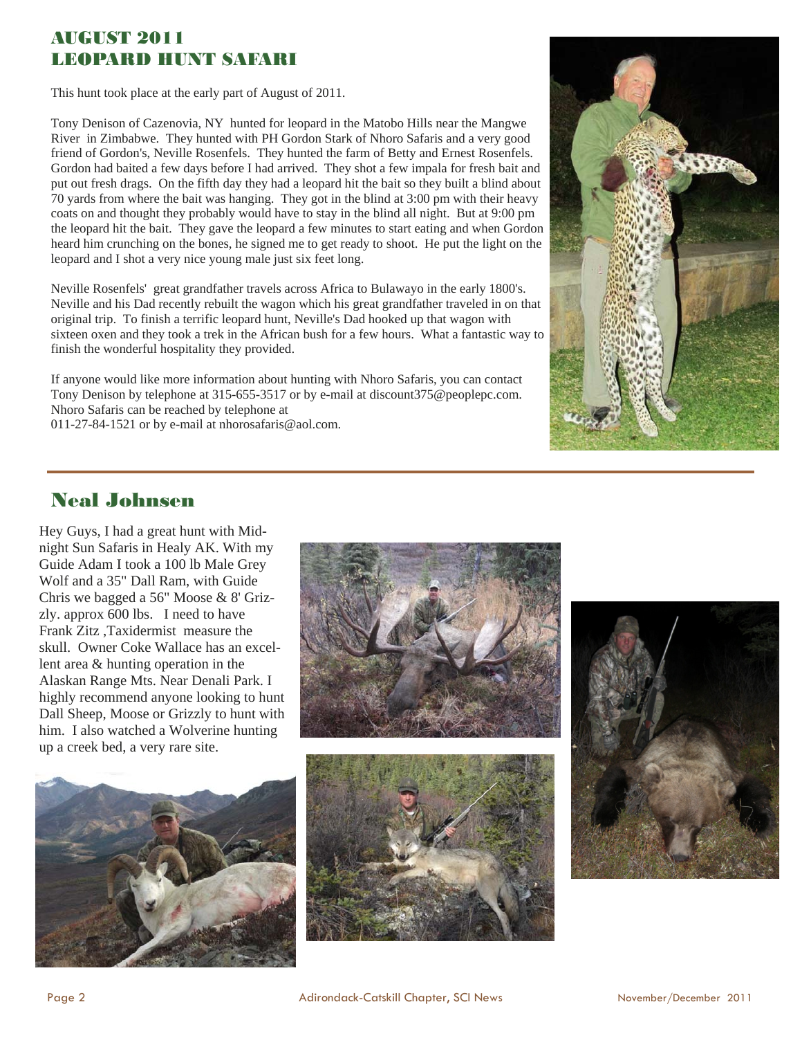## AUGUST 2011 LEOPARD HUNT SAFARI

This hunt took place at the early part of August of 2011.

Tony Denison of Cazenovia, NY hunted for leopard in the Matobo Hills near the Mangwe River in Zimbabwe. They hunted with PH Gordon Stark of Nhoro Safaris and a very good friend of Gordon's, Neville Rosenfels. They hunted the farm of Betty and Ernest Rosenfels. Gordon had baited a few days before I had arrived. They shot a few impala for fresh bait and put out fresh drags. On the fifth day they had a leopard hit the bait so they built a blind about 70 yards from where the bait was hanging. They got in the blind at 3:00 pm with their heavy coats on and thought they probably would have to stay in the blind all night. But at 9:00 pm the leopard hit the bait. They gave the leopard a few minutes to start eating and when Gordon heard him crunching on the bones, he signed me to get ready to shoot. He put the light on the leopard and I shot a very nice young male just six feet long.

Neville Rosenfels' great grandfather travels across Africa to Bulawayo in the early 1800's. Neville and his Dad recently rebuilt the wagon which his great grandfather traveled in on that original trip. To finish a terrific leopard hunt, Neville's Dad hooked up that wagon with sixteen oxen and they took a trek in the African bush for a few hours. What a fantastic way to finish the wonderful hospitality they provided.

If anyone would like more information about hunting with Nhoro Safaris, you can contact Tony Denison by telephone at 315-655-3517 or by e-mail at discount375@peoplepc.com. Nhoro Safaris can be reached by telephone at 011-27-84-1521 or by e-mail at nhorosafaris@aol.com.

## Neal Johnsen

Hey Guys, I had a great hunt with Midnight Sun Safaris in Healy AK. With my Guide Adam I took a 100 lb Male Grey Wolf and a 35" Dall Ram, with Guide Chris we bagged a 56" Moose & 8' Grizzly. approx 600 lbs. I need to have Frank Zitz ,Taxidermist measure the skull. Owner Coke Wallace has an excellent area & hunting operation in the Alaskan Range Mts. Near Denali Park. I highly recommend anyone looking to hunt Dall Sheep, Moose or Grizzly to hunt with him. I also watched a Wolverine hunting up a creek bed, a very rare site.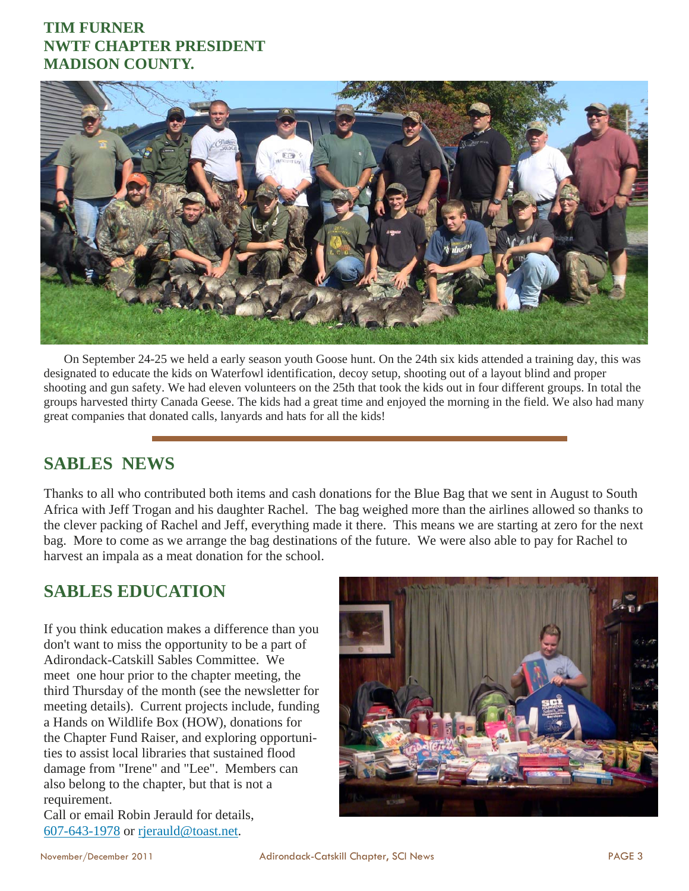**TIM FURNER**
**NWTF CHAPTER PRESIDENT**
**MADISON COUNTY.**

On September 24-25 we held a early season youth Goose hunt. On the 24th six kids attended a training day, this was designated to educate the kids on Waterfowl identification, decoy setup, shooting out of a layout blind and proper shooting and gun safety. We had eleven volunteers on the 25th that took the kids out in four different groups. In total the groups harvested thirty Canada Geese. The kids had a great time and enjoyed the morning in the field. We also had many great companies that donated calls, lanyards and hats for all the kids!

## SABLES NEWS

Thanks to all who contributed both items and cash donations for the Blue Bag that we sent in August to South Africa with Jeff Trogan and his daughter Rachel. The bag weighed more than the airlines allowed so thanks to the clever packing of Rachel and Jeff, everything made it there. This means we are starting at zero for the next bag. More to come as we arrange the bag destinations of the future. We were also able to pay for Rachel to harvest an impala as a meat donation for the school.

## SABLES EDUCATION

If you think education makes a difference than you don't want to miss the opportunity to be a part of Adirondack-Catskill Sables Committee. We meet one hour prior to the chapter meeting, the third Thursday of the month (see the newsletter for meeting details). Current projects include, funding a Hands on Wildlife Box (HOW), donations for the Chapter Fund Raiser, and exploring opportunities to assist local libraries that sustained flood damage from "Irene" and "Lee". Members can also belong to the chapter, but that is not a requirement.
Call or email Robin Jerauld for details, 607-643-1978 or rjerauld@toast.net.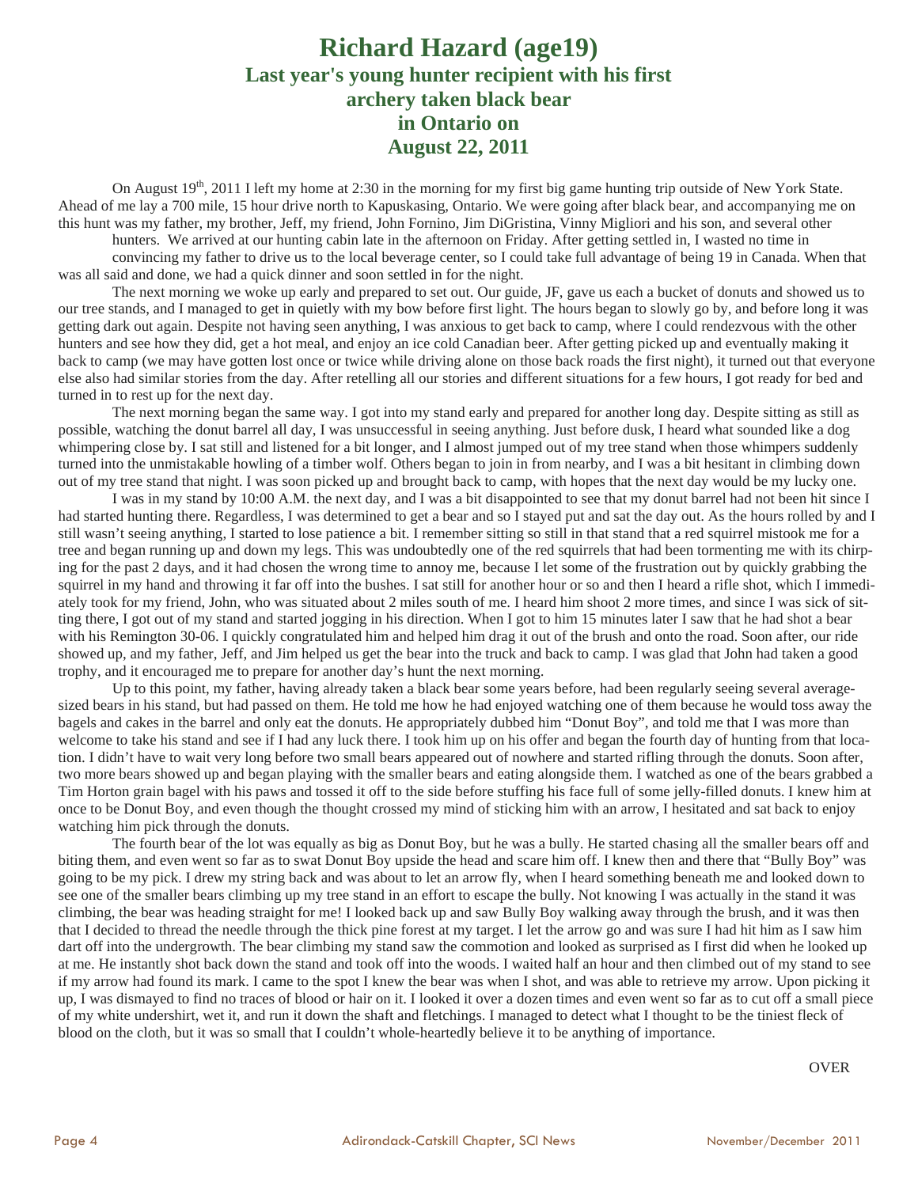# Richard Hazard (age19)

## Last year's young hunter recipient with his first archery taken black bear in Ontario on August 22, 2011

On August 19th, 2011 I left my home at 2:30 in the morning for my first big game hunting trip outside of New York State. Ahead of me lay a 700 mile, 15 hour drive north to Kapuskasing, Ontario. We were going after black bear, and accompanying me on this hunt was my father, my brother, Jeff, my friend, John Fornino, Jim DiGristina, Vinny Migliori and his son, and several other hunters. We arrived at our hunting cabin late in the afternoon on Friday. After getting settled in, I wasted no time in convincing my father to drive us to the local beverage center, so I could take full advantage of being 19 in Canada. When that was all said and done, we had a quick dinner and soon settled in for the night.

The next morning we woke up early and prepared to set out. Our guide, JF, gave us each a bucket of donuts and showed us to our tree stands, and I managed to get in quietly with my bow before first light. The hours began to slowly go by, and before long it was getting dark out again. Despite not having seen anything, I was anxious to get back to camp, where I could rendezvous with the other hunters and see how they did, get a hot meal, and enjoy an ice cold Canadian beer. After getting picked up and eventually making it back to camp (we may have gotten lost once or twice while driving alone on those back roads the first night), it turned out that everyone else also had similar stories from the day. After retelling all our stories and different situations for a few hours, I got ready for bed and turned in to rest up for the next day.

The next morning began the same way. I got into my stand early and prepared for another long day. Despite sitting as still as possible, watching the donut barrel all day, I was unsuccessful in seeing anything. Just before dusk, I heard what sounded like a dog whimpering close by. I sat still and listened for a bit longer, and I almost jumped out of my tree stand when those whimpers suddenly turned into the unmistakable howling of a timber wolf. Others began to join in from nearby, and I was a bit hesitant in climbing down out of my tree stand that night. I was soon picked up and brought back to camp, with hopes that the next day would be my lucky one.

I was in my stand by 10:00 A.M. the next day, and I was a bit disappointed to see that my donut barrel had not been hit since I had started hunting there. Regardless, I was determined to get a bear and so I stayed put and sat the day out. As the hours rolled by and I still wasn't seeing anything, I started to lose patience a bit. I remember sitting so still in that stand that a red squirrel mistook me for a tree and began running up and down my legs. This was undoubtedly one of the red squirrels that had been tormenting me with its chirping for the past 2 days, and it had chosen the wrong time to annoy me, because I let some of the frustration out by quickly grabbing the squirrel in my hand and throwing it far off into the bushes. I sat still for another hour or so and then I heard a rifle shot, which I immediately took for my friend, John, who was situated about 2 miles south of me. I heard him shoot 2 more times, and since I was sick of sitting there, I got out of my stand and started jogging in his direction. When I got to him 15 minutes later I saw that he had shot a bear with his Remington 30-06. I quickly congratulated him and helped him drag it out of the brush and onto the road. Soon after, our ride showed up, and my father, Jeff, and Jim helped us get the bear into the truck and back to camp. I was glad that John had taken a good trophy, and it encouraged me to prepare for another day's hunt the next morning.

Up to this point, my father, having already taken a black bear some years before, had been regularly seeing several average-sized bears in his stand, but had passed on them. He told me how he had enjoyed watching one of them because he would toss away the bagels and cakes in the barrel and only eat the donuts. He appropriately dubbed him "Donut Boy", and told me that I was more than welcome to take his stand and see if I had any luck there. I took him up on his offer and began the fourth day of hunting from that location. I didn't have to wait very long before two small bears appeared out of nowhere and started rifling through the donuts. Soon after, two more bears showed up and began playing with the smaller bears and eating alongside them. I watched as one of the bears grabbed a Tim Horton grain bagel with his paws and tossed it off to the side before stuffing his face full of some jelly-filled donuts. I knew him at once to be Donut Boy, and even though the thought crossed my mind of sticking him with an arrow, I hesitated and sat back to enjoy watching him pick through the donuts.

The fourth bear of the lot was equally as big as Donut Boy, but he was a bully. He started chasing all the smaller bears off and biting them, and even went so far as to swat Donut Boy upside the head and scare him off. I knew then and there that "Bully Boy" was going to be my pick. I drew my string back and was about to let an arrow fly, when I heard something beneath me and looked down to see one of the smaller bears climbing up my tree stand in an effort to escape the bully. Not knowing I was actually in the stand it was climbing, the bear was heading straight for me! I looked back up and saw Bully Boy walking away through the brush, and it was then that I decided to thread the needle through the thick pine forest at my target. I let the arrow go and was sure I had hit him as I saw him dart off into the undergrowth. The bear climbing my stand saw the commotion and looked as surprised as I first did when he looked up at me. He instantly shot back down the stand and took off into the woods. I waited half an hour and then climbed out of my stand to see if my arrow had found its mark. I came to the spot I knew the bear was when I shot, and was able to retrieve my arrow. Upon picking it up, I was dismayed to find no traces of blood or hair on it. I looked it over a dozen times and even went so far as to cut off a small piece of my white undershirt, wet it, and run it down the shaft and fletchings. I managed to detect what I thought to be the tiniest fleck of blood on the cloth, but it was so small that I couldn't whole-heartedly believe it to be anything of importance.

OVER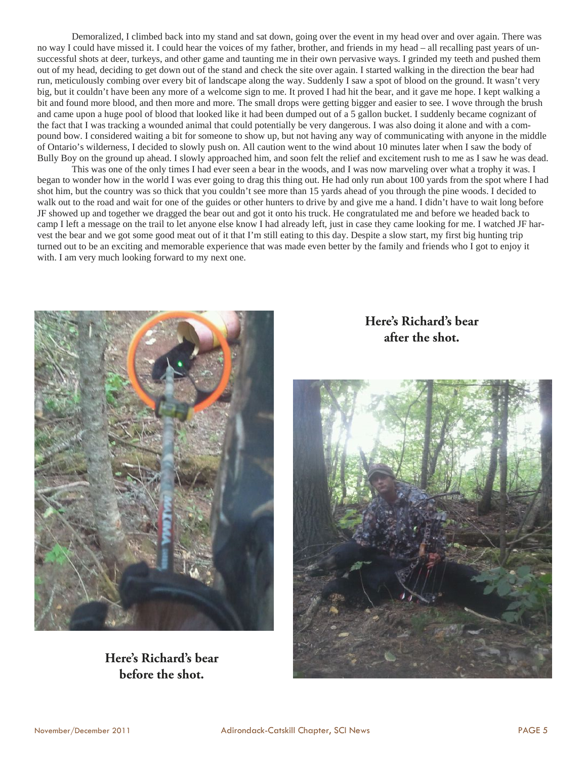Demoralized, I climbed back into my stand and sat down, going over the event in my head over and over again. There was no way I could have missed it. I could hear the voices of my father, brother, and friends in my head – all recalling past years of unsuccessful shots at deer, turkeys, and other game and taunting me in their own pervasive ways. I grinded my teeth and pushed them out of my head, deciding to get down out of the stand and check the site over again. I started walking in the direction the bear had run, meticulously combing over every bit of landscape along the way. Suddenly I saw a spot of blood on the ground. It wasn't very big, but it couldn't have been any more of a welcome sign to me. It proved I had hit the bear, and it gave me hope. I kept walking a bit and found more blood, and then more and more. The small drops were getting bigger and easier to see. I wove through the brush and came upon a huge pool of blood that looked like it had been dumped out of a 5 gallon bucket. I suddenly became cognizant of the fact that I was tracking a wounded animal that could potentially be very dangerous. I was also doing it alone and with a compound bow. I considered waiting a bit for someone to show up, but not having any way of communicating with anyone in the middle of Ontario's wilderness, I decided to slowly push on. All caution went to the wind about 10 minutes later when I saw the body of Bully Boy on the ground up ahead. I slowly approached him, and soon felt the relief and excitement rush to me as I saw he was dead.

This was one of the only times I had ever seen a bear in the woods, and I was now marveling over what a trophy it was. I began to wonder how in the world I was ever going to drag this thing out. He had only run about 100 yards from the spot where I had shot him, but the country was so thick that you couldn't see more than 15 yards ahead of you through the pine woods. I decided to walk out to the road and wait for one of the guides or other hunters to drive by and give me a hand. I didn't have to wait long before JF showed up and together we dragged the bear out and got it onto his truck. He congratulated me and before we headed back to camp I left a message on the trail to let anyone else know I had already left, just in case they came looking for me. I watched JF harvest the bear and we got some good meat out of it that I'm still eating to this day. Despite a slow start, my first big hunting trip turned out to be an exciting and memorable experience that was made even better by the family and friends who I got to enjoy it with. I am very much looking forward to my next one.

**Here's Richard's bear before the shot.**

**Here's Richard's bear after the shot.**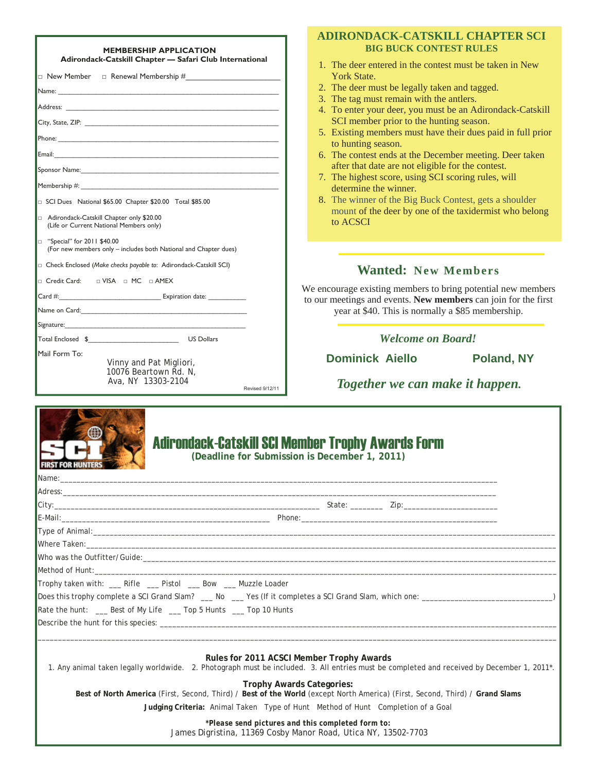**MEMBERSHIP APPLICATION**
**Adirondack-Catskill Chapter — Safari Club International**

□ New Member □ Renewal Membership #______________________

Name: ______________________________________________

Address: ____________________________________________

City, State, ZIP: _____________________________________

Phone: ______________________________________________

Email: _______________________________________________

Sponsor Name: _______________________________________

Membership #: _______________________________________

□ SCI Dues National $65.00 Chapter $20.00 Total $85.00

□ Adirondack-Catskill Chapter only $20.00
(Life or Current National Members only)

□ "Special" for 2011 $40.00
(For new members only – includes both National and Chapter dues)

□ Check Enclosed (*Make checks payable to*: Adirondack-Catskill SCI)

□ Credit Card: □ VISA □ MC □ AMEX

Card #: __________________________ Expiration date: __________

Name on Card: _______________________________________

Signature: ___________________________________________

Total Enclosed $______________________ US Dollars

Mail Form To:
Vinny and Pat Migliori,
10076 Beartown Rd. N,
Ava, NY 13303-2104

Revised 9/12/11

## ADIRONDACK-CATSKILL CHAPTER SCI
### BIG BUCK CONTEST RULES

1. The deer entered in the contest must be taken in New York State.
2. The deer must be legally taken and tagged.
3. The tag must remain with the antlers.
4. To enter your deer, you must be an Adirondack-Catskill SCI member prior to the hunting season.
5. Existing members must have their dues paid in full prior to hunting season.
6. The contest ends at the December meeting. Deer taken after that date are not eligible for the contest.
7. The highest score, using SCI scoring rules, will determine the winner.
8. The winner of the Big Buck Contest, gets a shoulder mount of the deer by one of the taxidermist who belong to ACSCI

## Wanted: New Members

We encourage existing members to bring potential new members to our meetings and events. **New members** can join for the first year at $40. This is normally a $85 membership.

*Welcome on Board!*

**Dominick Aiello** **Poland, NY**

*Together we can make it happen.*

## Adirondack-Catskill SCI Member Trophy Awards Form

**(Deadline for Submission is December 1, 2011)**

Name: ____________________________________________

Adress: ___________________________________________

City: ______________________________ State: _______ Zip: _______________

E-Mail: __________________________ Phone: ___________________________

Type of Animal: ____________________________________

Where Taken: ______________________________________

Who was the Outfitter/Guide: __________________________

Method of Hunt: ____________________________________

Trophy taken with: ___ Rifle ___ Pistol ___ Bow ___ Muzzle Loader

Does this trophy complete a SCI Grand Slam? ___ No ___ Yes (If it completes a SCI Grand Slam, which one: ______________________)

Rate the hunt: ___ Best of My Life ___ Top 5 Hunts ___ Top 10 Hunts

Describe the hunt for this species: _____________________

__________________________________________________

**Rules for 2011 ACSCI Member Trophy Awards**

1. Any animal taken legally worldwide. 2. Photograph must be included. 3. All entries must be completed and received by December 1, 2011*.

**Trophy Awards Categories:**

**Best of North America** (First, Second, Third) / **Best of the World** (except North America) (First, Second, Third) / **Grand Slams**

**Judging Criteria:** Animal Taken Type of Hunt Method of Hunt Completion of a Goal

***Please send pictures and this completed form to:***
James Digristina, 11369 Cosby Manor Road, Utica NY, 13502-7703